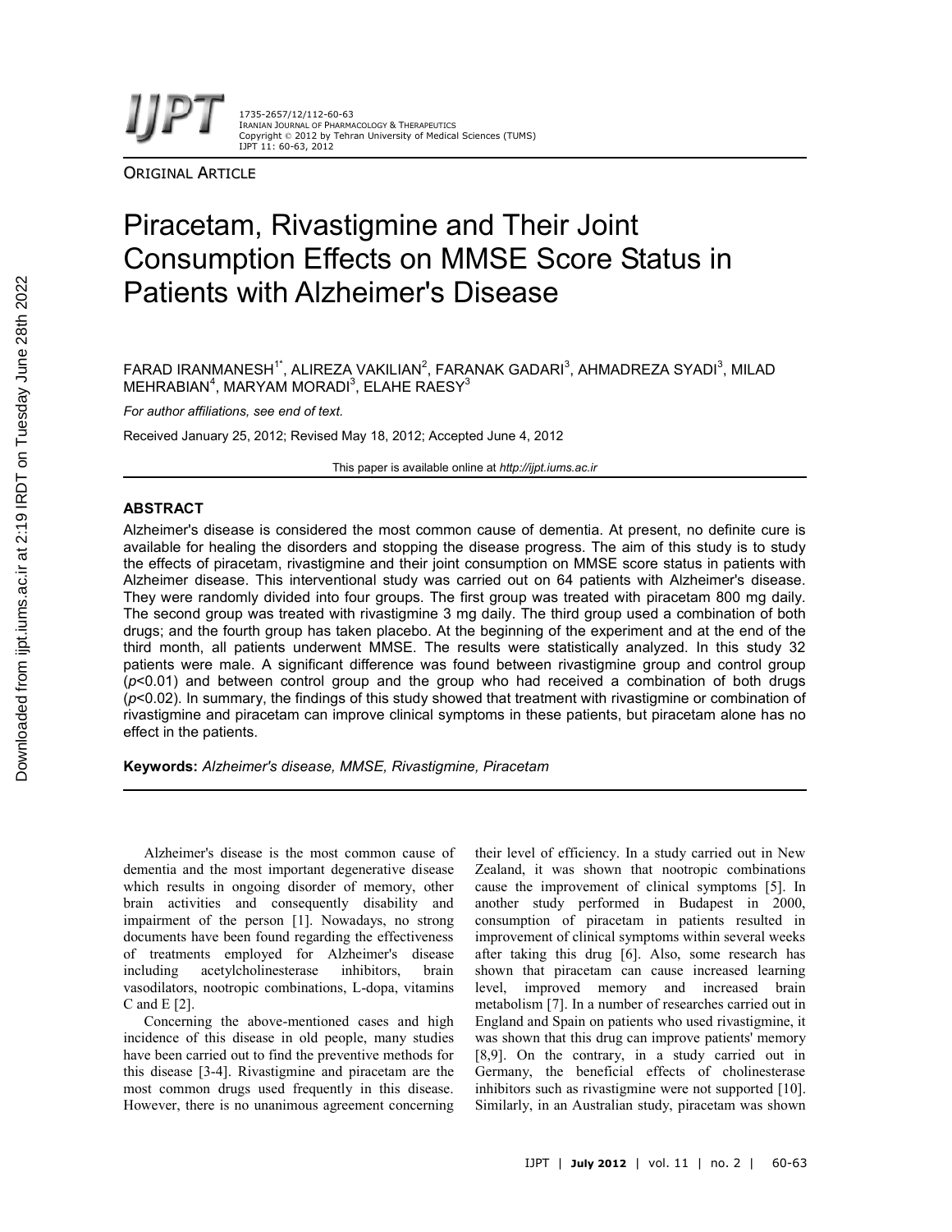ORIGINAL ARTICLE

# Piracetam, Rivastigmine and Their Joint Consumption Effects on MMSE Score Status in Patients with Alzheimer's Disease

FARAD IRANMANESH[1*], ALIREZA VAKILIAN[2], FARANAK GADARI[3], AHMADREZA SYADI[3], MILAD MEHRABIAN[4], MARYAM MORADI[3], ELAHE RAESY[3]

*For author affiliations, see end of text.*

Received January 25, 2012; Revised May 18, 2012; Accepted June 4, 2012

This paper is available online at *http://ijpt.iums.ac.ir*

## ABSTRACT

Alzheimer's disease is considered the most common cause of dementia. At present, no definite cure is available for healing the disorders and stopping the disease progress. The aim of this study is to study the effects of piracetam, rivastigmine and their joint consumption on MMSE score status in patients with Alzheimer disease. This interventional study was carried out on 64 patients with Alzheimer's disease. They were randomly divided into four groups. The first group was treated with piracetam 800 mg daily. The second group was treated with rivastigmine 3 mg daily. The third group used a combination of both drugs; and the fourth group has taken placebo. At the beginning of the experiment and at the end of the third month, all patients underwent MMSE. The results were statistically analyzed. In this study 32 patients were male. A significant difference was found between rivastigmine group and control group ($p<0.01$) and between control group and the group who had received a combination of both drugs ($p<0.02$). In summary, the findings of this study showed that treatment with rivastigmine or combination of rivastigmine and piracetam can improve clinical symptoms in these patients, but piracetam alone has no effect in the patients.

**Keywords:** *Alzheimer's disease, MMSE, Rivastigmine, Piracetam*

Alzheimer's disease is the most common cause of dementia and the most important degenerative disease which results in ongoing disorder of memory, other brain activities and consequently disability and impairment of the person [1]. Nowadays, no strong documents have been found regarding the effectiveness of treatments employed for Alzheimer's disease including acetylcholinesterase inhibitors, brain vasodilators, nootropic combinations, L-dopa, vitamins C and E [2].

Concerning the above-mentioned cases and high incidence of this disease in old people, many studies have been carried out to find the preventive methods for this disease [3-4]. Rivastigmine and piracetam are the most common drugs used frequently in this disease. However, there is no unanimous agreement concerning their level of efficiency. In a study carried out in New Zealand, it was shown that nootropic combinations cause the improvement of clinical symptoms [5]. In another study performed in Budapest in 2000, consumption of piracetam in patients resulted in improvement of clinical symptoms within several weeks after taking this drug [6]. Also, some research has shown that piracetam can cause increased learning level, improved memory and increased brain metabolism [7]. In a number of researches carried out in England and Spain on patients who used rivastigmine, it was shown that this drug can improve patients' memory [8,9]. On the contrary, in a study carried out in Germany, the beneficial effects of cholinesterase inhibitors such as rivastigmine were not supported [10]. Similarly, in an Australian study, piracetam was shown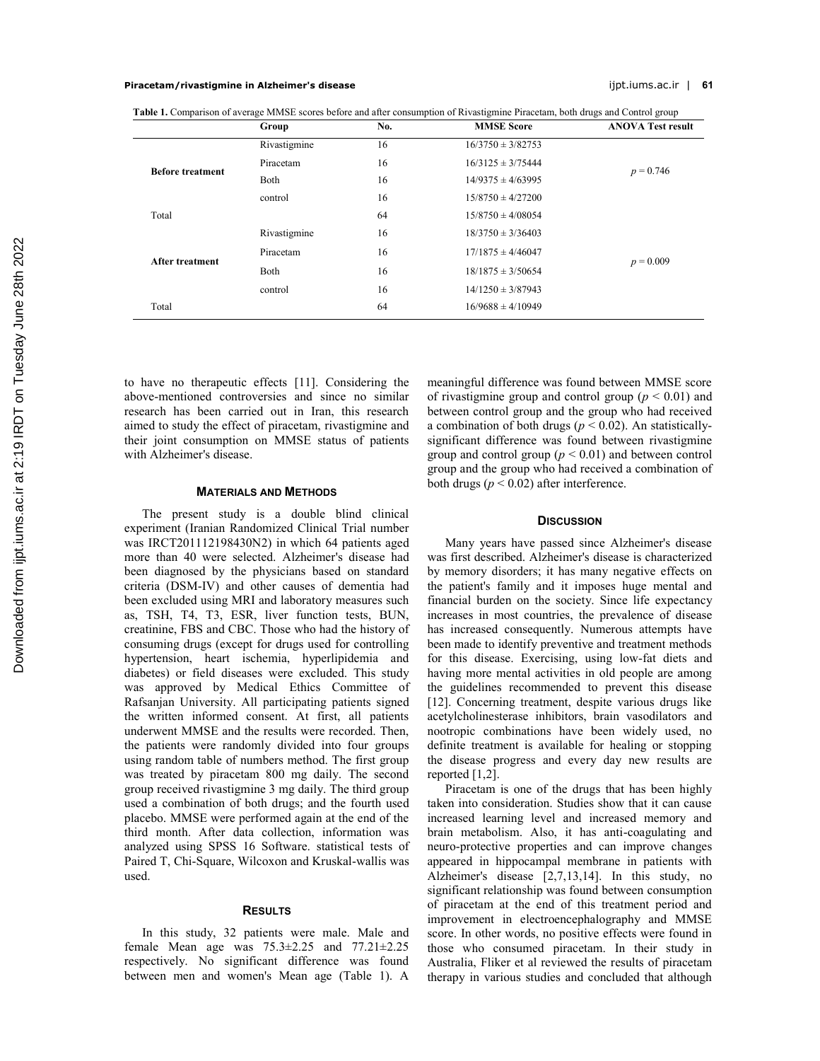**Table 1.** Comparison of average MMSE scores before and after consumption of Rivastigmine Piracetam, both drugs and Control group

| | Group | No. | MMSE Score | ANOVA Test result |
|---|---|---|---|---|
| **Before treatment** | Rivastigmine | 16 | 16/3750 ± 3/82753 | $p = 0.746$ |
| | Piracetam | 16 | 16/3125 ± 3/75444 | |
| | Both | 16 | 14/9375 ± 4/63995 | |
| | control | 16 | 15/8750 ± 4/27200 | |
| Total | | 64 | 15/8750 ± 4/08054 | |
| **After treatment** | Rivastigmine | 16 | 18/3750 ± 3/36403 | $p = 0.009$ |
| | Piracetam | 16 | 17/1875 ± 4/46047 | |
| | Both | 16 | 18/1875 ± 3/50654 | |
| | control | 16 | 14/1250 ± 3/87943 | |
| Total | | 64 | 16/9688 ± 4/10949 | |

to have no therapeutic effects [11]. Considering the above-mentioned controversies and since no similar research has been carried out in Iran, this research aimed to study the effect of piracetam, rivastigmine and their joint consumption on MMSE status of patients with Alzheimer's disease.

## MATERIALS AND METHODS

The present study is a double blind clinical experiment (Iranian Randomized Clinical Trial number was IRCT201112198430N2) in which 64 patients aged more than 40 were selected. Alzheimer's disease had been diagnosed by the physicians based on standard criteria (DSM-IV) and other causes of dementia had been excluded using MRI and laboratory measures such as, TSH, T4, T3, ESR, liver function tests, BUN, creatinine, FBS and CBC. Those who had the history of consuming drugs (except for drugs used for controlling hypertension, heart ischemia, hyperlipidemia and diabetes) or field diseases were excluded. This study was approved by Medical Ethics Committee of Rafsanjan University. All participating patients signed the written informed consent. At first, all patients underwent MMSE and the results were recorded. Then, the patients were randomly divided into four groups using random table of numbers method. The first group was treated by piracetam 800 mg daily. The second group received rivastigmine 3 mg daily. The third group used a combination of both drugs; and the fourth used placebo. MMSE were performed again at the end of the third month. After data collection, information was analyzed using SPSS 16 Software. statistical tests of Paired T, Chi-Square, Wilcoxon and Kruskal-wallis was used.

## RESULTS

In this study, 32 patients were male. Male and female Mean age was 75.3±2.25 and 77.21±2.25 respectively. No significant difference was found between men and women's Mean age (Table 1). A meaningful difference was found between MMSE score of rivastigmine group and control group ($p < 0.01$) and between control group and the group who had received a combination of both drugs ($p < 0.02$). An statistically-significant difference was found between rivastigmine group and control group ($p < 0.01$) and between control group and the group who had received a combination of both drugs ($p < 0.02$) after interference.

## DISCUSSION

Many years have passed since Alzheimer's disease was first described. Alzheimer's disease is characterized by memory disorders; it has many negative effects on the patient's family and it imposes huge mental and financial burden on the society. Since life expectancy increases in most countries, the prevalence of disease has increased consequently. Numerous attempts have been made to identify preventive and treatment methods for this disease. Exercising, using low-fat diets and having more mental activities in old people are among the guidelines recommended to prevent this disease [12]. Concerning treatment, despite various drugs like acetylcholinesterase inhibitors, brain vasodilators and nootropic combinations have been widely used, no definite treatment is available for healing or stopping the disease progress and every day new results are reported [1,2].

Piracetam is one of the drugs that has been highly taken into consideration. Studies show that it can cause increased learning level and increased memory and brain metabolism. Also, it has anti-coagulating and neuro-protective properties and can improve changes appeared in hippocampal membrane in patients with Alzheimer's disease [2,7,13,14]. In this study, no significant relationship was found between consumption of piracetam at the end of this treatment period and improvement in electroencephalography and MMSE score. In other words, no positive effects were found in those who consumed piracetam. In their study in Australia, Fliker et al reviewed the results of piracetam therapy in various studies and concluded that although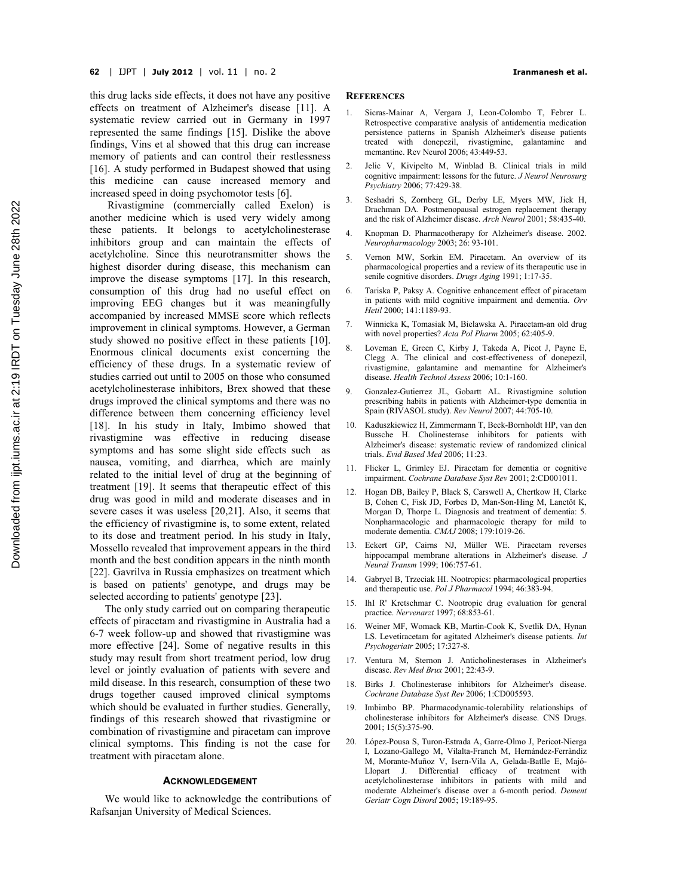this drug lacks side effects, it does not have any positive effects on treatment of Alzheimer's disease [11]. A systematic review carried out in Germany in 1997 represented the same findings [15]. Dislike the above findings, Vins et al showed that this drug can increase memory of patients and can control their restlessness [16]. A study performed in Budapest showed that using this medicine can cause increased memory and increased speed in doing psychomotor tests [6].

Rivastigmine (commercially called Exelon) is another medicine which is used very widely among these patients. It belongs to acetylcholinesterase inhibitors group and can maintain the effects of acetylcholine. Since this neurotransmitter shows the highest disorder during disease, this mechanism can improve the disease symptoms [17]. In this research, consumption of this drug had no useful effect on improving EEG changes but it was meaningfully accompanied by increased MMSE score which reflects improvement in clinical symptoms. However, a German study showed no positive effect in these patients [10]. Enormous clinical documents exist concerning the efficiency of these drugs. In a systematic review of studies carried out until to 2005 on those who consumed acetylcholinesterase inhibitors, Brex showed that these drugs improved the clinical symptoms and there was no difference between them concerning efficiency level [18]. In his study in Italy, Imbimo showed that rivastigmine was effective in reducing disease symptoms and has some slight side effects such as nausea, vomiting, and diarrhea, which are mainly related to the initial level of drug at the beginning of treatment [19]. It seems that therapeutic effect of this drug was good in mild and moderate diseases and in severe cases it was useless [20,21]. Also, it seems that the efficiency of rivastigmine is, to some extent, related to its dose and treatment period. In his study in Italy, Mossello revealed that improvement appears in the third month and the best condition appears in the ninth month [22]. Gavrilva in Russia emphasizes on treatment which is based on patients' genotype, and drugs may be selected according to patients' genotype [23].

The only study carried out on comparing therapeutic effects of piracetam and rivastigmine in Australia had a 6-7 week follow-up and showed that rivastigmine was more effective [24]. Some of negative results in this study may result from short treatment period, low drug level or jointly evaluation of patients with severe and mild disease. In this research, consumption of these two drugs together caused improved clinical symptoms which should be evaluated in further studies. Generally, findings of this research showed that rivastigmine or combination of rivastigmine and piracetam can improve clinical symptoms. This finding is not the case for treatment with piracetam alone.

## ACKNOWLEDGEMENT

We would like to acknowledge the contributions of Rafsanjan University of Medical Sciences.

## REFERENCES

1. Sicras-Mainar A, Vergara J, Leon-Colombo T, Febrer L. Retrospective comparative analysis of antidementia medication persistence patterns in Spanish Alzheimer's disease patients treated with donepezil, rivastigmine, galantamine and memantine. Rev Neurol 2006; 43:449-53.
2. Jelic V, Kivipelto M, Winblad B. Clinical trials in mild cognitive impairment: lessons for the future. *J Neurol Neurosurg Psychiatry* 2006; 77:429-38.
3. Seshadri S, Zornberg GL, Derby LE, Myers MW, Jick H, Drachman DA. Postmenopausal estrogen replacement therapy and the risk of Alzheimer disease. *Arch Neurol* 2001; 58:435-40.
4. Knopman D. Pharmacotherapy for Alzheimer's disease. 2002. *Neuropharmacology* 2003; 26: 93-101.
5. Vernon MW, Sorkin EM. Piracetam. An overview of its pharmacological properties and a review of its therapeutic use in senile cognitive disorders. *Drugs Aging* 1991; 1:17-35.
6. Tariska P, Paksy A. Cognitive enhancement effect of piracetam in patients with mild cognitive impairment and dementia. *Orv Hetil* 2000; 141:1189-93.
7. Winnicka K, Tomasiak M, Bielawska A. Piracetam-an old drug with novel properties? *Acta Pol Pharm* 2005; 62:405-9.
8. Loveman E, Green C, Kirby J, Takeda A, Picot J, Payne E, Clegg A. The clinical and cost-effectiveness of donepezil, rivastigmine, galantamine and memantine for Alzheimer's disease. *Health Technol Assess* 2006; 10:1-160.
9. Gonzalez-Gutierrez JL, Gobartt AL. Rivastigmine solution prescribing habits in patients with Alzheimer-type dementia in Spain (RIVASOL study). *Rev Neurol* 2007; 44:705-10.
10. Kaduszkiewicz H, Zimmermann T, Beck-Bornholdt HP, van den Bussche H. Cholinesterase inhibitors for patients with Alzheimer's disease: systematic review of randomized clinical trials. *Evid Based Med* 2006; 11:23.
11. Flicker L, Grimley EJ. Piracetam for dementia or cognitive impairment. *Cochrane Database Syst Rev* 2001; 2:CD001011.
12. Hogan DB, Bailey P, Black S, Carswell A, Chertkow H, Clarke B, Cohen C, Fisk JD, Forbes D, Man-Son-Hing M, Lanctôt K, Morgan D, Thorpe L. Diagnosis and treatment of dementia: 5. Nonpharmacologic and pharmacologic therapy for mild to moderate dementia. *CMAJ* 2008; 179:1019-26.
13. Eckert GP, Cairns NJ, Müller WE. Piracetam reverses hippocampal membrane alterations in Alzheimer's disease. *J Neural Transm* 1999; 106:757-61.
14. Gabryel B, Trzeciak HI. Nootropics: pharmacological properties and therapeutic use. *Pol J Pharmacol* 1994; 46:383-94.
15. IhI R' Kretschmar C. Nootropic drug evaluation for general practice. *Nervenarzt* 1997; 68:853-61.
16. Weiner MF, Womack KB, Martin-Cook K, Svetlik DA, Hynan LS. Levetiracetam for agitated Alzheimer's disease patients. *Int Psychogeriatr* 2005; 17:327-8.
17. Ventura M, Sternon J. Anticholinesterases in Alzheimer's disease. *Rev Med Brux* 2001; 22:43-9.
18. Birks J. Cholinesterase inhibitors for Alzheimer's disease. *Cochrane Database Syst Rev* 2006; 1:CD005593.
19. Imbimbo BP. Pharmacodynamic-tolerability relationships of cholinesterase inhibitors for Alzheimer's disease. CNS Drugs. 2001; 15(5):375-90.
20. López-Pousa S, Turon-Estrada A, Garre-Olmo J, Pericot-Nierga I, Lozano-Gallego M, Vilalta-Franch M, Hernández-Ferràndiz M, Morante-Muñoz V, Isern-Vila A, Gelada-Batlle E, Majó-Llopart J. Differential efficacy of treatment with acetylcholinesterase inhibitors in patients with mild and moderate Alzheimer's disease over a 6-month period. *Dement Geriatr Cogn Disord* 2005; 19:189-95.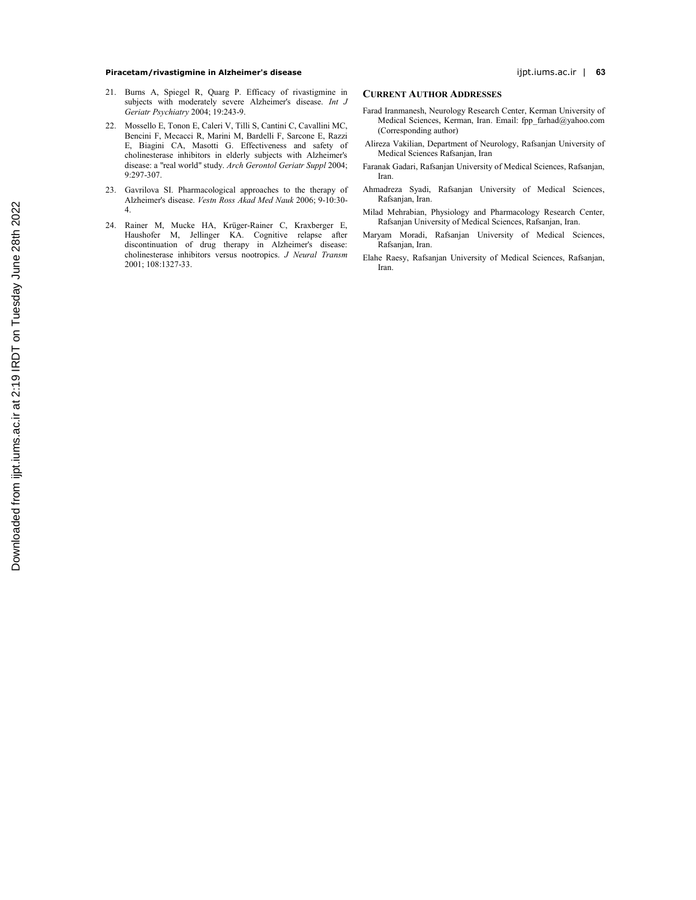21. Burns A, Spiegel R, Quarg P. Efficacy of rivastigmine in subjects with moderately severe Alzheimer's disease. *Int J Geriatr Psychiatry* 2004; 19:243-9.
22. Mossello E, Tonon E, Caleri V, Tilli S, Cantini C, Cavallini MC, Bencini F, Mecacci R, Marini M, Bardelli F, Sarcone E, Razzi E, Biagini CA, Masotti G. Effectiveness and safety of cholinesterase inhibitors in elderly subjects with Alzheimer's disease: a "real world" study. *Arch Gerontol Geriatr Suppl* 2004; 9:297-307.
23. Gavrilova SI. Pharmacological approaches to the therapy of Alzheimer's disease. *Vestn Ross Akad Med Nauk* 2006; 9-10:30-4.
24. Rainer M, Mucke HA, Krüger-Rainer C, Kraxberger E, Haushofer M, Jellinger KA. Cognitive relapse after discontinuation of drug therapy in Alzheimer's disease: cholinesterase inhibitors versus nootropics. *J Neural Transm* 2001; 108:1327-33.

## CURRENT AUTHOR ADDRESSES

Farad Iranmanesh, Neurology Research Center, Kerman University of Medical Sciences, Kerman, Iran. Email: fpp_farhad@yahoo.com (Corresponding author)

Alireza Vakilian, Department of Neurology, Rafsanjan University of Medical Sciences Rafsanjan, Iran

Faranak Gadari, Rafsanjan University of Medical Sciences, Rafsanjan, Iran.

Ahmadreza Syadi, Rafsanjan University of Medical Sciences, Rafsanjan, Iran.

Milad Mehrabian, Physiology and Pharmacology Research Center, Rafsanjan University of Medical Sciences, Rafsanjan, Iran.

Maryam Moradi, Rafsanjan University of Medical Sciences, Rafsanjan, Iran.

Elahe Raesy, Rafsanjan University of Medical Sciences, Rafsanjan, Iran.